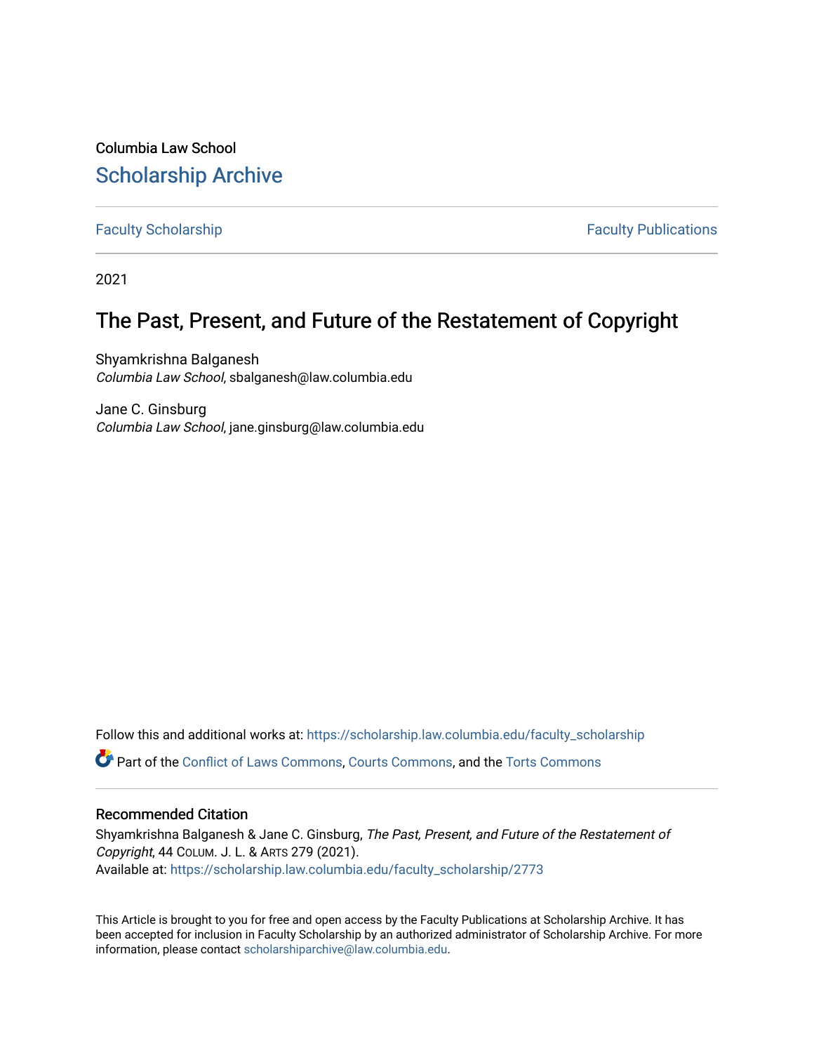Columbia Law School

# Scholarship Archive

Faculty Scholarship | Faculty Publications

2021

# The Past, Present, and Future of the Restatement of Copyright

Shyamkrishna Balganesh
*Columbia Law School*, sbalganesh@law.columbia.edu

Jane C. Ginsburg
*Columbia Law School*, jane.ginsburg@law.columbia.edu

Follow this and additional works at: https://scholarship.law.columbia.edu/faculty_scholarship

Part of the Conflict of Laws Commons, Courts Commons, and the Torts Commons

## Recommended Citation

Shyamkrishna Balganesh & Jane C. Ginsburg, *The Past, Present, and Future of the Restatement of Copyright*, 44 COLUM. J. L. & ARTS 279 (2021).
Available at: https://scholarship.law.columbia.edu/faculty_scholarship/2773

This Article is brought to you for free and open access by the Faculty Publications at Scholarship Archive. It has been accepted for inclusion in Faculty Scholarship by an authorized administrator of Scholarship Archive. For more information, please contact scholarshiparchive@law.columbia.edu.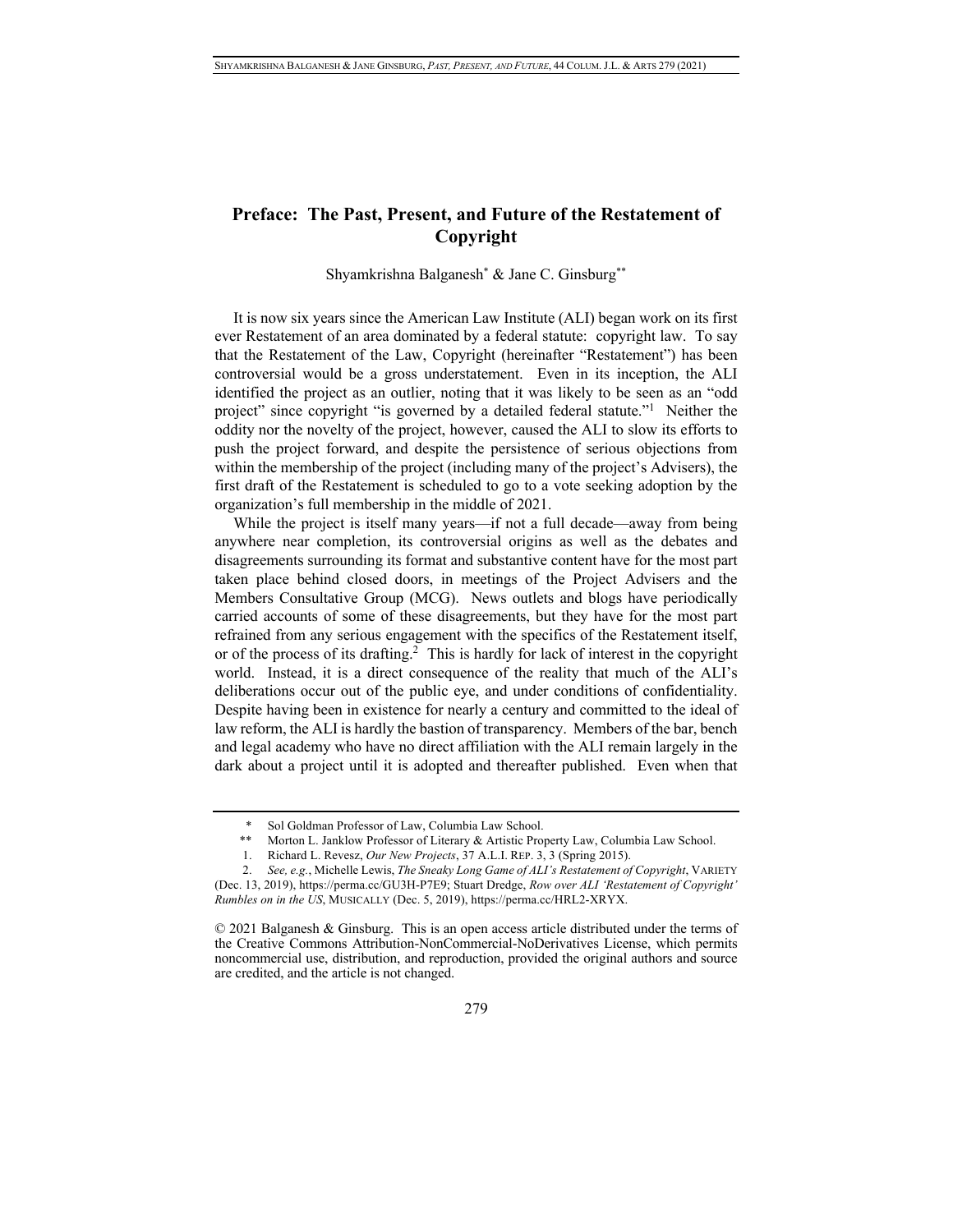# Preface: The Past, Present, and Future of the Restatement of Copyright

Shyamkrishna Balganesh* & Jane C. Ginsburg**

It is now six years since the American Law Institute (ALI) began work on its first ever Restatement of an area dominated by a federal statute: copyright law. To say that the Restatement of the Law, Copyright (hereinafter "Restatement") has been controversial would be a gross understatement. Even in its inception, the ALI identified the project as an outlier, noting that it was likely to be seen as an "odd project" since copyright "is governed by a detailed federal statute."[1] Neither the oddity nor the novelty of the project, however, caused the ALI to slow its efforts to push the project forward, and despite the persistence of serious objections from within the membership of the project (including many of the project's Advisers), the first draft of the Restatement is scheduled to go to a vote seeking adoption by the organization's full membership in the middle of 2021.

While the project is itself many years—if not a full decade—away from being anywhere near completion, its controversial origins as well as the debates and disagreements surrounding its format and substantive content have for the most part taken place behind closed doors, in meetings of the Project Advisers and the Members Consultative Group (MCG). News outlets and blogs have periodically carried accounts of some of these disagreements, but they have for the most part refrained from any serious engagement with the specifics of the Restatement itself, or of the process of its drafting.[2] This is hardly for lack of interest in the copyright world. Instead, it is a direct consequence of the reality that much of the ALI's deliberations occur out of the public eye, and under conditions of confidentiality. Despite having been in existence for nearly a century and committed to the ideal of law reform, the ALI is hardly the bastion of transparency. Members of the bar, bench and legal academy who have no direct affiliation with the ALI remain largely in the dark about a project until it is adopted and thereafter published. Even when that

\* Sol Goldman Professor of Law, Columbia Law School.

\*\* Morton L. Janklow Professor of Literary & Artistic Property Law, Columbia Law School.

1. Richard L. Revesz, *Our New Projects*, 37 A.L.I. REP. 3, 3 (Spring 2015).

2. *See, e.g.*, Michelle Lewis, *The Sneaky Long Game of ALI's Restatement of Copyright*, VARIETY (Dec. 13, 2019), https://perma.cc/GU3H-P7E9; Stuart Dredge, *Row over ALI 'Restatement of Copyright' Rumbles on in the US*, MUSICALLY (Dec. 5, 2019), https://perma.cc/HRL2-XRYX.

© 2021 Balganesh & Ginsburg. This is an open access article distributed under the terms of the Creative Commons Attribution-NonCommercial-NoDerivatives License, which permits noncommercial use, distribution, and reproduction, provided the original authors and source are credited, and the article is not changed.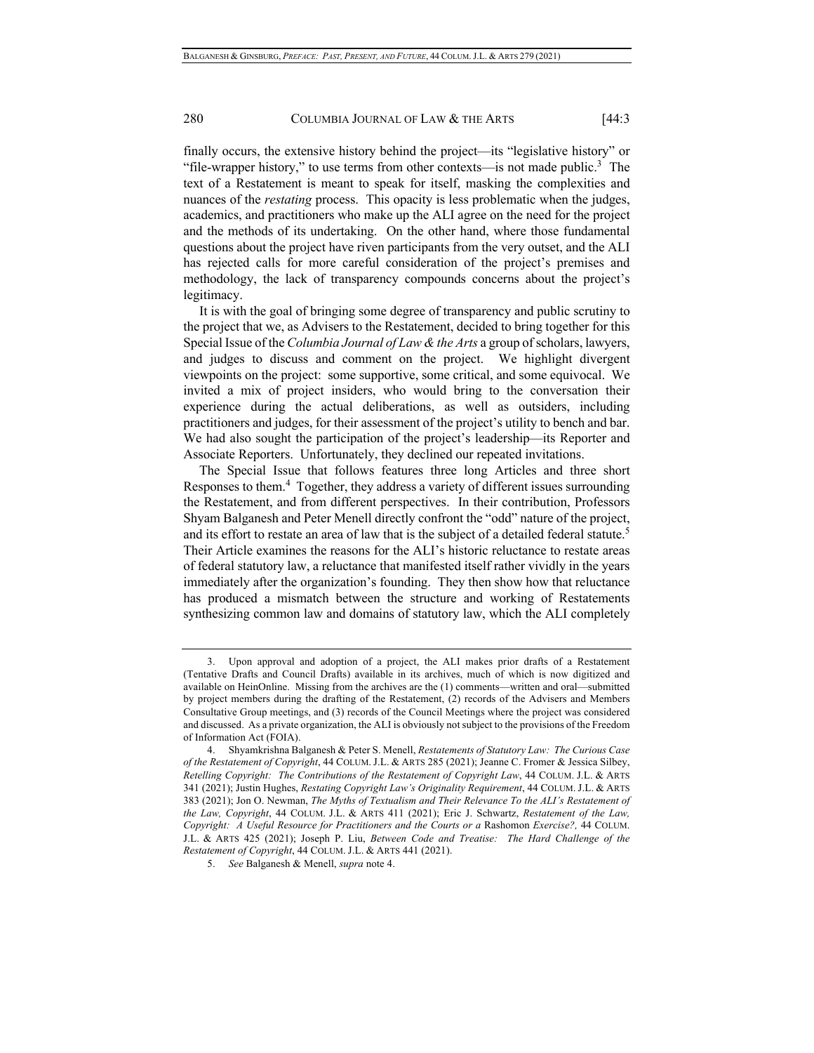finally occurs, the extensive history behind the project—its "legislative history" or "file-wrapper history," to use terms from other contexts—is not made public.[3] The text of a Restatement is meant to speak for itself, masking the complexities and nuances of the *restating* process. This opacity is less problematic when the judges, academics, and practitioners who make up the ALI agree on the need for the project and the methods of its undertaking. On the other hand, where those fundamental questions about the project have riven participants from the very outset, and the ALI has rejected calls for more careful consideration of the project's premises and methodology, the lack of transparency compounds concerns about the project's legitimacy.

It is with the goal of bringing some degree of transparency and public scrutiny to the project that we, as Advisers to the Restatement, decided to bring together for this Special Issue of the *Columbia Journal of Law & the Arts* a group of scholars, lawyers, and judges to discuss and comment on the project. We highlight divergent viewpoints on the project: some supportive, some critical, and some equivocal. We invited a mix of project insiders, who would bring to the conversation their experience during the actual deliberations, as well as outsiders, including practitioners and judges, for their assessment of the project's utility to bench and bar. We had also sought the participation of the project's leadership—its Reporter and Associate Reporters. Unfortunately, they declined our repeated invitations.

The Special Issue that follows features three long Articles and three short Responses to them.[4] Together, they address a variety of different issues surrounding the Restatement, and from different perspectives. In their contribution, Professors Shyam Balganesh and Peter Menell directly confront the "odd" nature of the project, and its effort to restate an area of law that is the subject of a detailed federal statute.[5] Their Article examines the reasons for the ALI's historic reluctance to restate areas of federal statutory law, a reluctance that manifested itself rather vividly in the years immediately after the organization's founding. They then show how that reluctance has produced a mismatch between the structure and working of Restatements synthesizing common law and domains of statutory law, which the ALI completely

---

3. Upon approval and adoption of a project, the ALI makes prior drafts of a Restatement (Tentative Drafts and Council Drafts) available in its archives, much of which is now digitized and available on HeinOnline. Missing from the archives are the (1) comments—written and oral—submitted by project members during the drafting of the Restatement, (2) records of the Advisers and Members Consultative Group meetings, and (3) records of the Council Meetings where the project was considered and discussed. As a private organization, the ALI is obviously not subject to the provisions of the Freedom of Information Act (FOIA).

4. Shyamkrishna Balganesh & Peter S. Menell, *Restatements of Statutory Law: The Curious Case of the Restatement of Copyright*, 44 COLUM. J.L. & ARTS 285 (2021); Jeanne C. Fromer & Jessica Silbey, *Retelling Copyright: The Contributions of the Restatement of Copyright Law*, 44 COLUM. J.L. & ARTS 341 (2021); Justin Hughes, *Restating Copyright Law's Originality Requirement*, 44 COLUM. J.L. & ARTS 383 (2021); Jon O. Newman, *The Myths of Textualism and Their Relevance To the ALI's Restatement of the Law, Copyright*, 44 COLUM. J.L. & ARTS 411 (2021); Eric J. Schwartz, *Restatement of the Law, Copyright: A Useful Resource for Practitioners and the Courts or a* Rashomon *Exercise?*, 44 COLUM. J.L. & ARTS 425 (2021); Joseph P. Liu, *Between Code and Treatise: The Hard Challenge of the Restatement of Copyright*, 44 COLUM. J.L. & ARTS 441 (2021).

5. *See* Balganesh & Menell, *supra* note 4.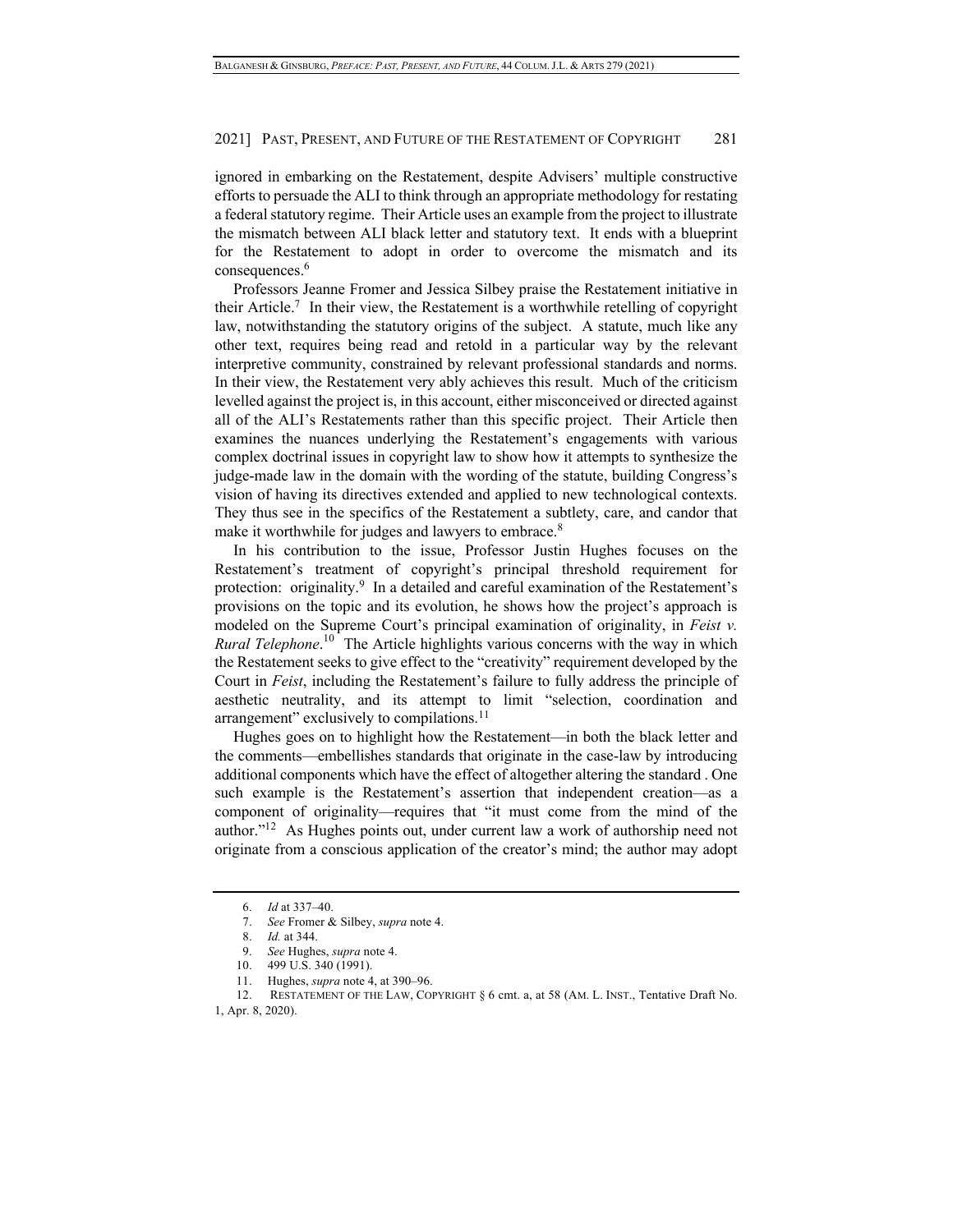ignored in embarking on the Restatement, despite Advisers' multiple constructive efforts to persuade the ALI to think through an appropriate methodology for restating a federal statutory regime. Their Article uses an example from the project to illustrate the mismatch between ALI black letter and statutory text. It ends with a blueprint for the Restatement to adopt in order to overcome the mismatch and its consequences.[6]

Professors Jeanne Fromer and Jessica Silbey praise the Restatement initiative in their Article.[7] In their view, the Restatement is a worthwhile retelling of copyright law, notwithstanding the statutory origins of the subject. A statute, much like any other text, requires being read and retold in a particular way by the relevant interpretive community, constrained by relevant professional standards and norms. In their view, the Restatement very ably achieves this result. Much of the criticism levelled against the project is, in this account, either misconceived or directed against all of the ALI's Restatements rather than this specific project. Their Article then examines the nuances underlying the Restatement's engagements with various complex doctrinal issues in copyright law to show how it attempts to synthesize the judge-made law in the domain with the wording of the statute, building Congress's vision of having its directives extended and applied to new technological contexts. They thus see in the specifics of the Restatement a subtlety, care, and candor that make it worthwhile for judges and lawyers to embrace.[8]

In his contribution to the issue, Professor Justin Hughes focuses on the Restatement's treatment of copyright's principal threshold requirement for protection: originality.[9] In a detailed and careful examination of the Restatement's provisions on the topic and its evolution, he shows how the project's approach is modeled on the Supreme Court's principal examination of originality, in *Feist v. Rural Telephone*.[10] The Article highlights various concerns with the way in which the Restatement seeks to give effect to the "creativity" requirement developed by the Court in *Feist*, including the Restatement's failure to fully address the principle of aesthetic neutrality, and its attempt to limit "selection, coordination and arrangement" exclusively to compilations.[11]

Hughes goes on to highlight how the Restatement—in both the black letter and the comments—embellishes standards that originate in the case-law by introducing additional components which have the effect of altogether altering the standard . One such example is the Restatement's assertion that independent creation—as a component of originality—requires that "it must come from the mind of the author."[12] As Hughes points out, under current law a work of authorship need not originate from a conscious application of the creator's mind; the author may adopt

6. *Id* at 337–40.

7. *See* Fromer & Silbey, *supra* note 4.

8. *Id.* at 344.

9. *See* Hughes, *supra* note 4.

10. 499 U.S. 340 (1991).

11. Hughes, *supra* note 4, at 390–96.

12. RESTATEMENT OF THE LAW, COPYRIGHT § 6 cmt. a, at 58 (AM. L. INST., Tentative Draft No. 1, Apr. 8, 2020).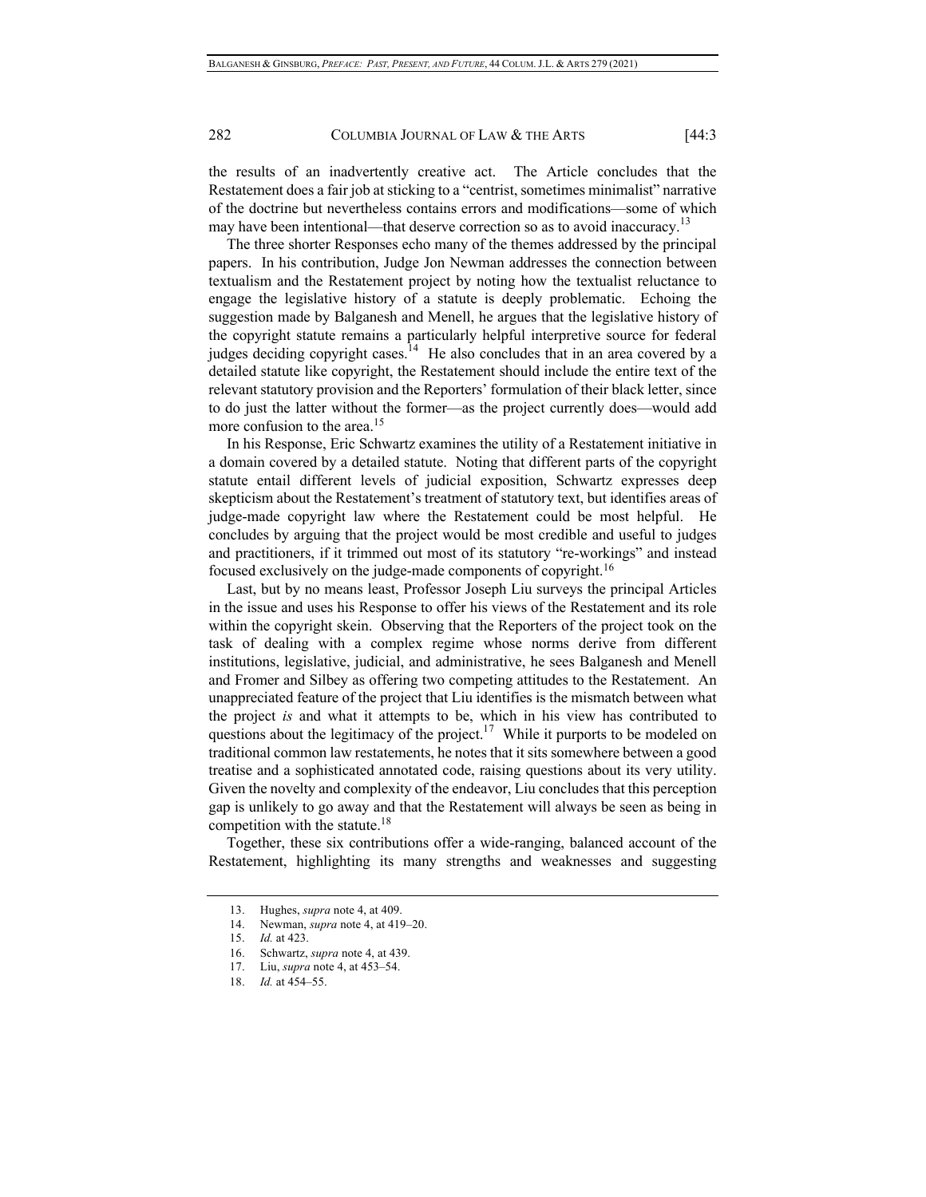the results of an inadvertently creative act. The Article concludes that the Restatement does a fair job at sticking to a "centrist, sometimes minimalist" narrative of the doctrine but nevertheless contains errors and modifications—some of which may have been intentional—that deserve correction so as to avoid inaccuracy.[13]

The three shorter Responses echo many of the themes addressed by the principal papers. In his contribution, Judge Jon Newman addresses the connection between textualism and the Restatement project by noting how the textualist reluctance to engage the legislative history of a statute is deeply problematic. Echoing the suggestion made by Balganesh and Menell, he argues that the legislative history of the copyright statute remains a particularly helpful interpretive source for federal judges deciding copyright cases.[14] He also concludes that in an area covered by a detailed statute like copyright, the Restatement should include the entire text of the relevant statutory provision and the Reporters' formulation of their black letter, since to do just the latter without the former—as the project currently does—would add more confusion to the area.[15]

In his Response, Eric Schwartz examines the utility of a Restatement initiative in a domain covered by a detailed statute. Noting that different parts of the copyright statute entail different levels of judicial exposition, Schwartz expresses deep skepticism about the Restatement's treatment of statutory text, but identifies areas of judge-made copyright law where the Restatement could be most helpful. He concludes by arguing that the project would be most credible and useful to judges and practitioners, if it trimmed out most of its statutory "re-workings" and instead focused exclusively on the judge-made components of copyright.[16]

Last, but by no means least, Professor Joseph Liu surveys the principal Articles in the issue and uses his Response to offer his views of the Restatement and its role within the copyright skein. Observing that the Reporters of the project took on the task of dealing with a complex regime whose norms derive from different institutions, legislative, judicial, and administrative, he sees Balganesh and Menell and Fromer and Silbey as offering two competing attitudes to the Restatement. An unappreciated feature of the project that Liu identifies is the mismatch between what the project *is* and what it attempts to be, which in his view has contributed to questions about the legitimacy of the project.[17] While it purports to be modeled on traditional common law restatements, he notes that it sits somewhere between a good treatise and a sophisticated annotated code, raising questions about its very utility. Given the novelty and complexity of the endeavor, Liu concludes that this perception gap is unlikely to go away and that the Restatement will always be seen as being in competition with the statute.[18]

Together, these six contributions offer a wide-ranging, balanced account of the Restatement, highlighting its many strengths and weaknesses and suggesting

13. Hughes, *supra* note 4, at 409.
14. Newman, *supra* note 4, at 419–20.
15. *Id.* at 423.
16. Schwartz, *supra* note 4, at 439.
17. Liu, *supra* note 4, at 453–54.
18. *Id.* at 454–55.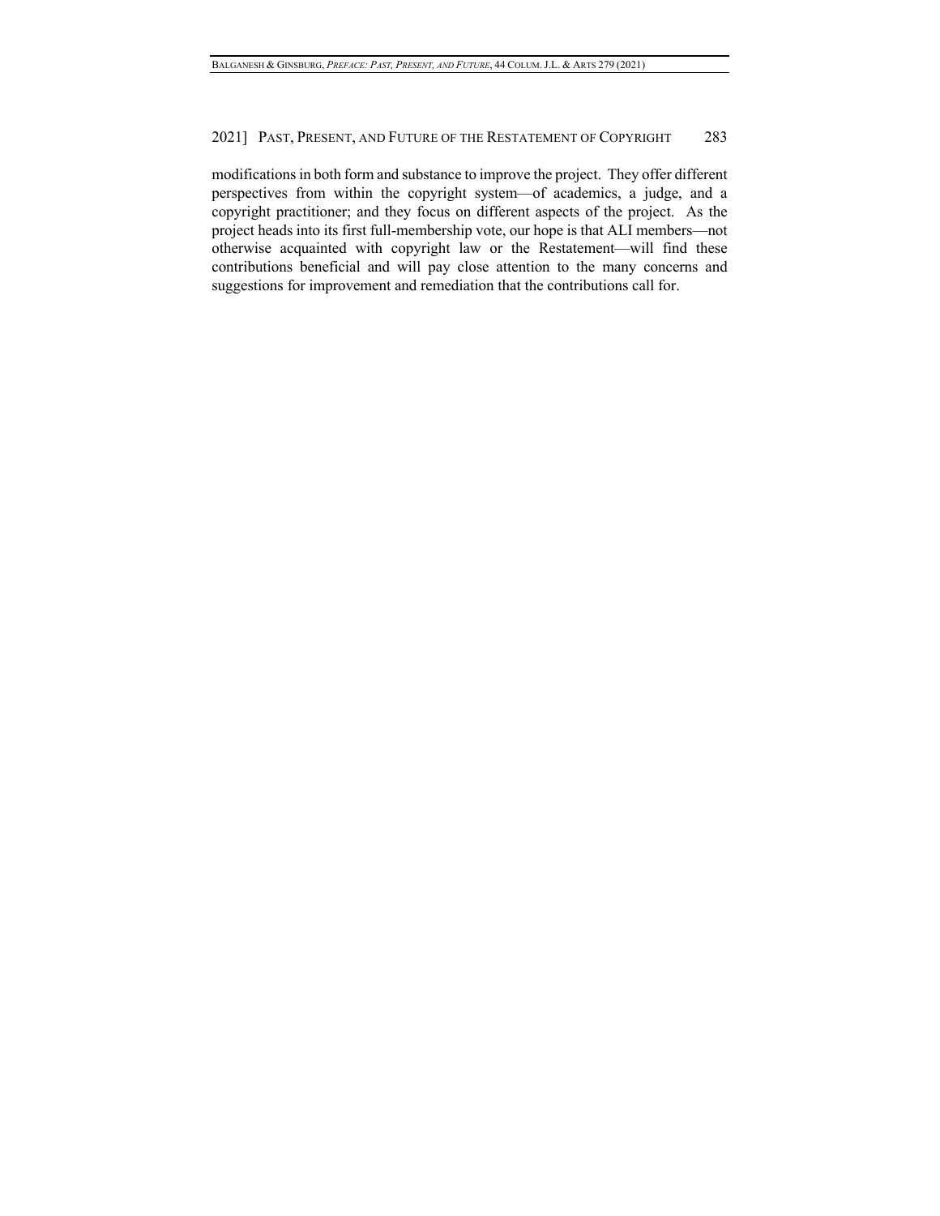modifications in both form and substance to improve the project. They offer different perspectives from within the copyright system—of academics, a judge, and a copyright practitioner; and they focus on different aspects of the project. As the project heads into its first full-membership vote, our hope is that ALI members—not otherwise acquainted with copyright law or the Restatement—will find these contributions beneficial and will pay close attention to the many concerns and suggestions for improvement and remediation that the contributions call for.